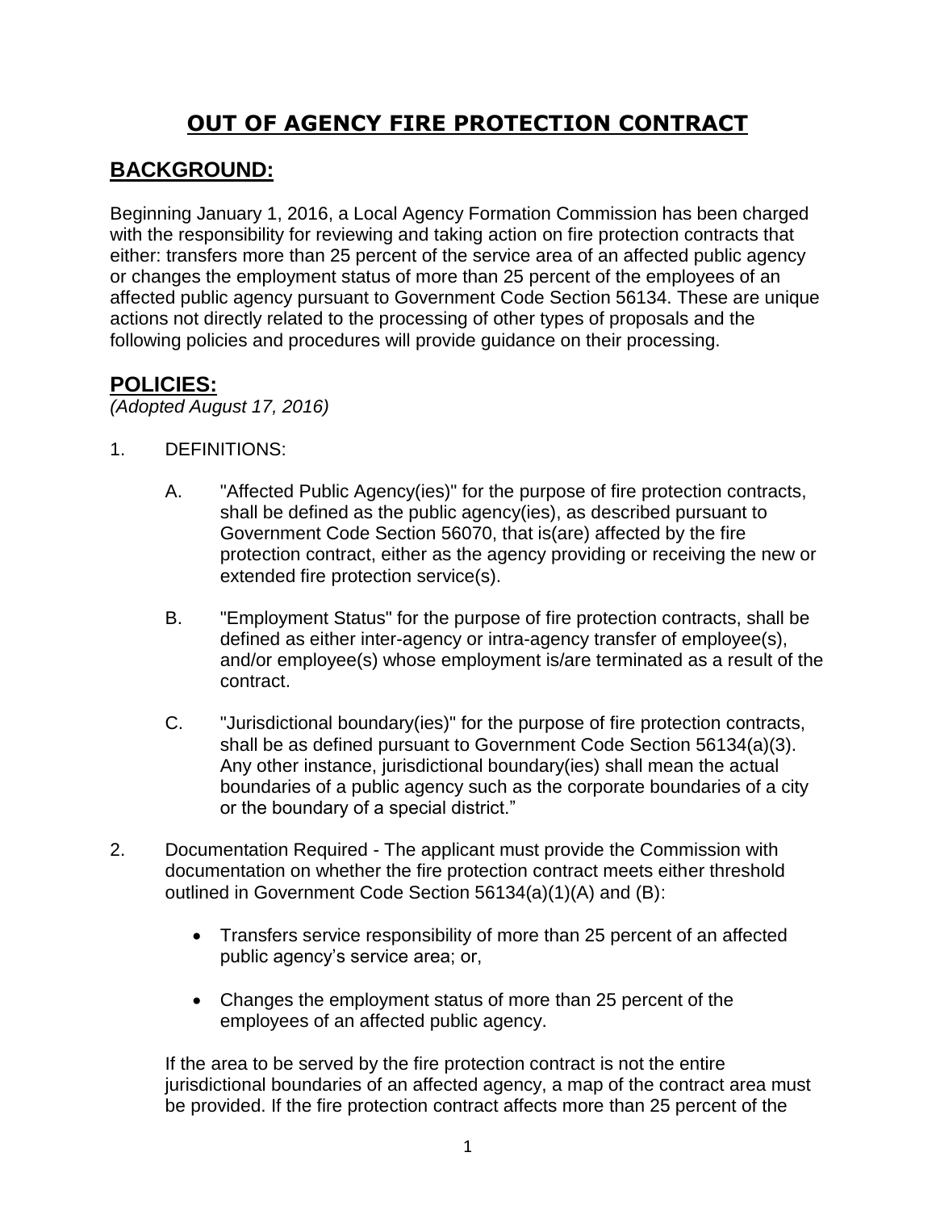# OUT OF AGENCY FIRE PROTECTION CONTRACT

## BACKGROUND:

Beginning January 1, 2016, a Local Agency Formation Commission has been charged with the responsibility for reviewing and taking action on fire protection contracts that either: transfers more than 25 percent of the service area of an affected public agency or changes the employment status of more than 25 percent of the employees of an affected public agency pursuant to Government Code Section 56134. These are unique actions not directly related to the processing of other types of proposals and the following policies and procedures will provide guidance on their processing.

## POLICIES:

*(Adopted August 17, 2016)*

1. DEFINITIONS:

   A. "Affected Public Agency(ies)" for the purpose of fire protection contracts, shall be defined as the public agency(ies), as described pursuant to Government Code Section 56070, that is(are) affected by the fire protection contract, either as the agency providing or receiving the new or extended fire protection service(s).

   B. "Employment Status" for the purpose of fire protection contracts, shall be defined as either inter-agency or intra-agency transfer of employee(s), and/or employee(s) whose employment is/are terminated as a result of the contract.

   C. "Jurisdictional boundary(ies)" for the purpose of fire protection contracts, shall be as defined pursuant to Government Code Section 56134(a)(3). Any other instance, jurisdictional boundary(ies) shall mean the actual boundaries of a public agency such as the corporate boundaries of a city or the boundary of a special district."

2. Documentation Required - The applicant must provide the Commission with documentation on whether the fire protection contract meets either threshold outlined in Government Code Section 56134(a)(1)(A) and (B):

   - Transfers service responsibility of more than 25 percent of an affected public agency's service area; or,
   - Changes the employment status of more than 25 percent of the employees of an affected public agency.

   If the area to be served by the fire protection contract is not the entire jurisdictional boundaries of an affected agency, a map of the contract area must be provided. If the fire protection contract affects more than 25 percent of the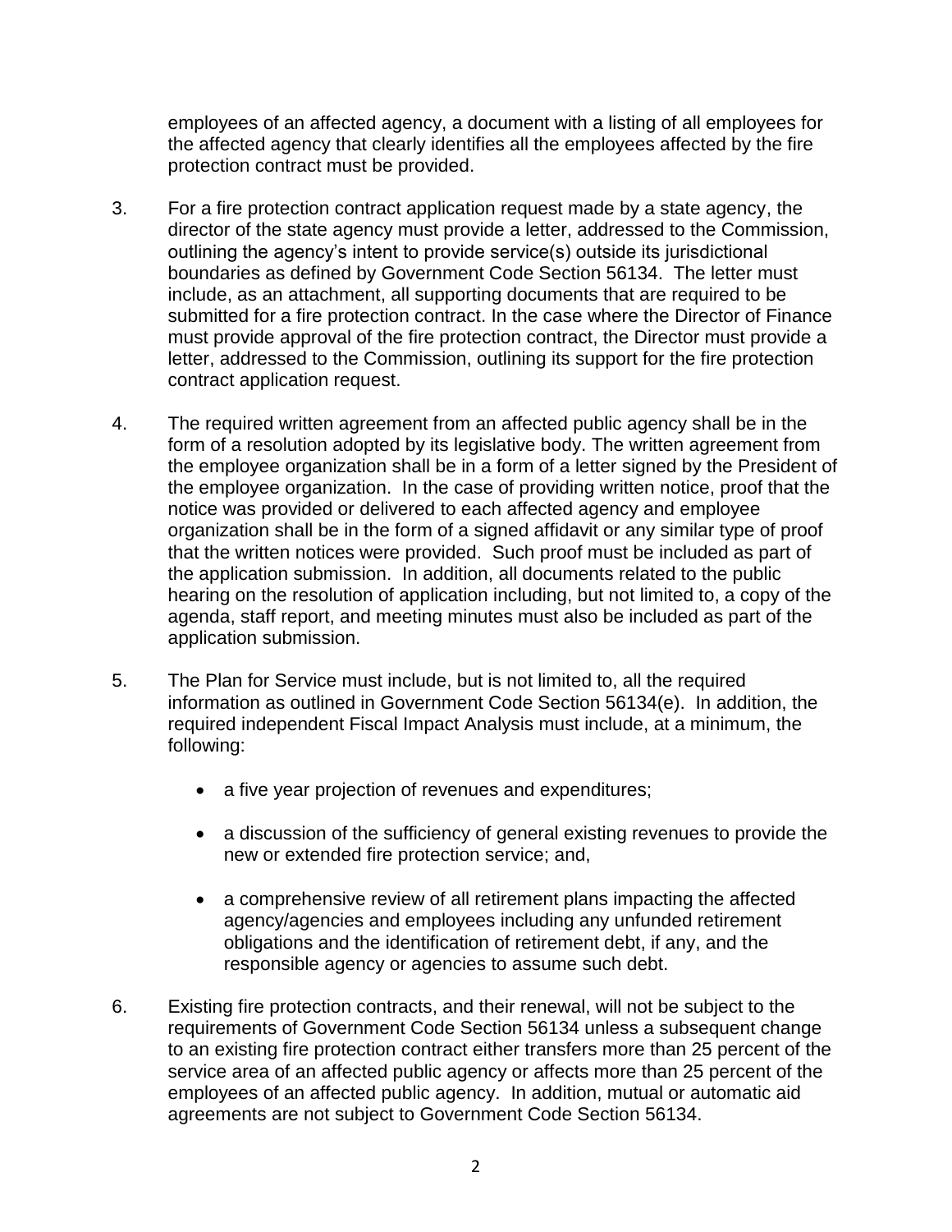employees of an affected agency, a document with a listing of all employees for the affected agency that clearly identifies all the employees affected by the fire protection contract must be provided.

3. For a fire protection contract application request made by a state agency, the director of the state agency must provide a letter, addressed to the Commission, outlining the agency's intent to provide service(s) outside its jurisdictional boundaries as defined by Government Code Section 56134. The letter must include, as an attachment, all supporting documents that are required to be submitted for a fire protection contract. In the case where the Director of Finance must provide approval of the fire protection contract, the Director must provide a letter, addressed to the Commission, outlining its support for the fire protection contract application request.

4. The required written agreement from an affected public agency shall be in the form of a resolution adopted by its legislative body. The written agreement from the employee organization shall be in a form of a letter signed by the President of the employee organization. In the case of providing written notice, proof that the notice was provided or delivered to each affected agency and employee organization shall be in the form of a signed affidavit or any similar type of proof that the written notices were provided. Such proof must be included as part of the application submission. In addition, all documents related to the public hearing on the resolution of application including, but not limited to, a copy of the agenda, staff report, and meeting minutes must also be included as part of the application submission.

5. The Plan for Service must include, but is not limited to, all the required information as outlined in Government Code Section 56134(e). In addition, the required independent Fiscal Impact Analysis must include, at a minimum, the following:

   - a five year projection of revenues and expenditures;
   - a discussion of the sufficiency of general existing revenues to provide the new or extended fire protection service; and,
   - a comprehensive review of all retirement plans impacting the affected agency/agencies and employees including any unfunded retirement obligations and the identification of retirement debt, if any, and the responsible agency or agencies to assume such debt.

6. Existing fire protection contracts, and their renewal, will not be subject to the requirements of Government Code Section 56134 unless a subsequent change to an existing fire protection contract either transfers more than 25 percent of the service area of an affected public agency or affects more than 25 percent of the employees of an affected public agency. In addition, mutual or automatic aid agreements are not subject to Government Code Section 56134.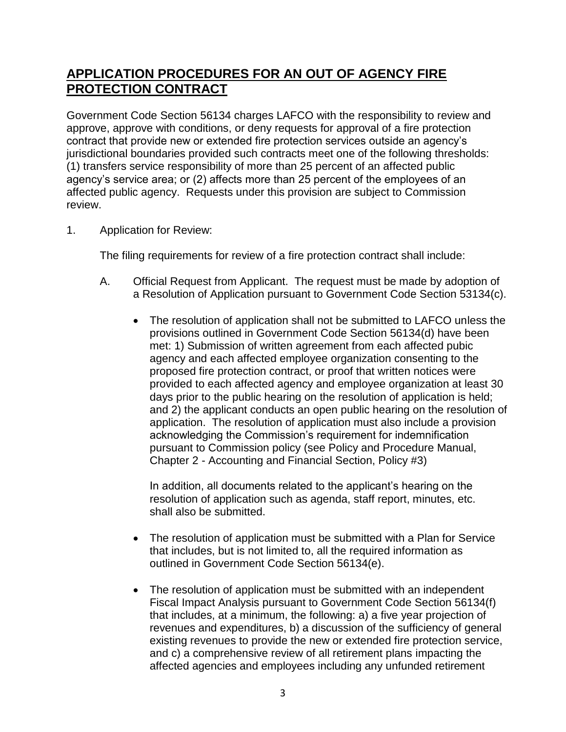## **APPLICATION PROCEDURES FOR AN OUT OF AGENCY FIRE PROTECTION CONTRACT**

Government Code Section 56134 charges LAFCO with the responsibility to review and approve, approve with conditions, or deny requests for approval of a fire protection contract that provide new or extended fire protection services outside an agency's jurisdictional boundaries provided such contracts meet one of the following thresholds: (1) transfers service responsibility of more than 25 percent of an affected public agency's service area; or (2) affects more than 25 percent of the employees of an affected public agency. Requests under this provision are subject to Commission review.

1. Application for Review:

   The filing requirements for review of a fire protection contract shall include:

   A. Official Request from Applicant. The request must be made by adoption of a Resolution of Application pursuant to Government Code Section 53134(c).

      - The resolution of application shall not be submitted to LAFCO unless the provisions outlined in Government Code Section 56134(d) have been met: 1) Submission of written agreement from each affected pubic agency and each affected employee organization consenting to the proposed fire protection contract, or proof that written notices were provided to each affected agency and employee organization at least 30 days prior to the public hearing on the resolution of application is held; and 2) the applicant conducts an open public hearing on the resolution of application. The resolution of application must also include a provision acknowledging the Commission's requirement for indemnification pursuant to Commission policy (see Policy and Procedure Manual, Chapter 2 - Accounting and Financial Section, Policy #3)

        In addition, all documents related to the applicant's hearing on the resolution of application such as agenda, staff report, minutes, etc. shall also be submitted.

      - The resolution of application must be submitted with a Plan for Service that includes, but is not limited to, all the required information as outlined in Government Code Section 56134(e).

      - The resolution of application must be submitted with an independent Fiscal Impact Analysis pursuant to Government Code Section 56134(f) that includes, at a minimum, the following: a) a five year projection of revenues and expenditures, b) a discussion of the sufficiency of general existing revenues to provide the new or extended fire protection service, and c) a comprehensive review of all retirement plans impacting the affected agencies and employees including any unfunded retirement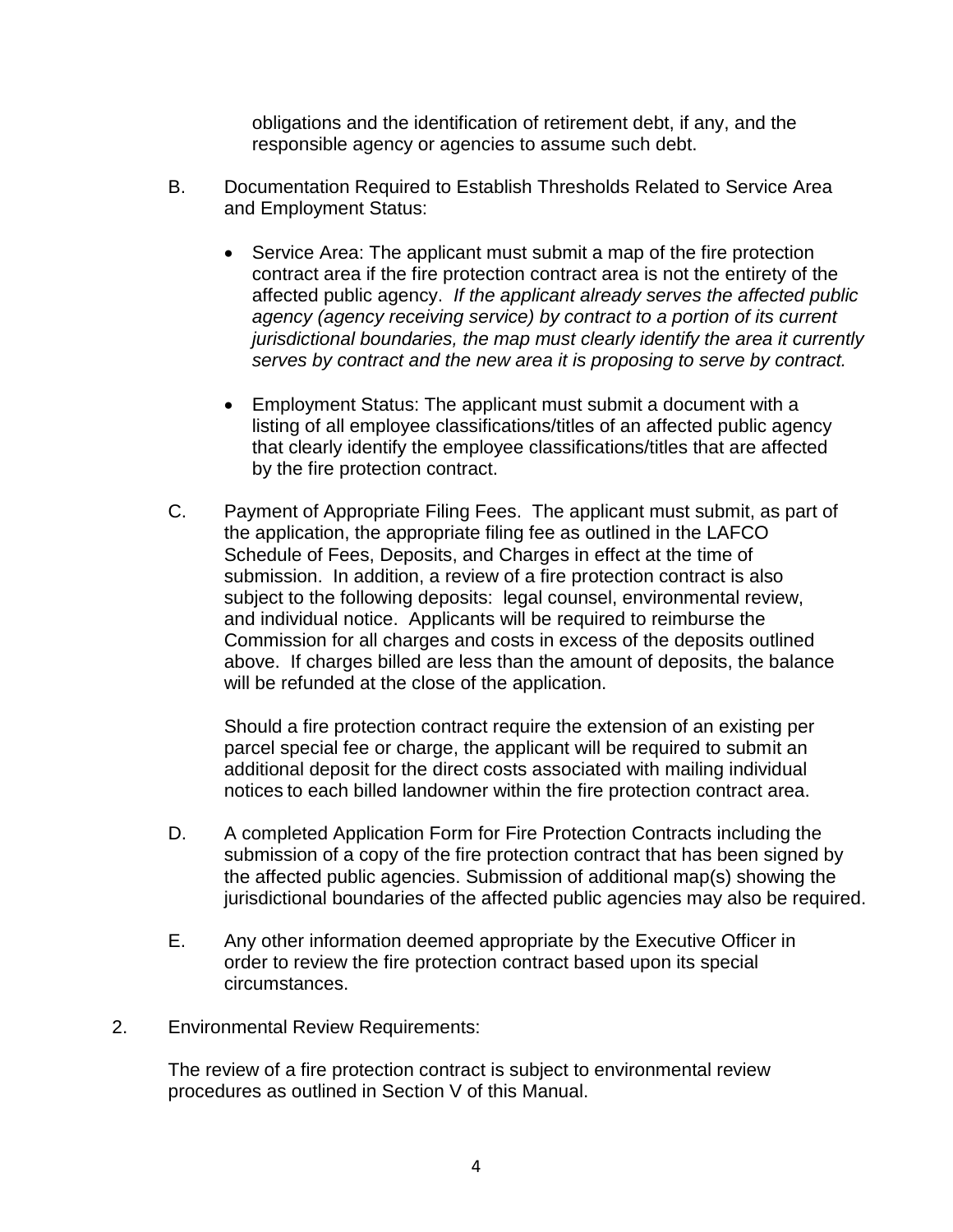obligations and the identification of retirement debt, if any, and the responsible agency or agencies to assume such debt.

B. Documentation Required to Establish Thresholds Related to Service Area and Employment Status:

- Service Area: The applicant must submit a map of the fire protection contract area if the fire protection contract area is not the entirety of the affected public agency. *If the applicant already serves the affected public agency (agency receiving service) by contract to a portion of its current jurisdictional boundaries, the map must clearly identify the area it currently serves by contract and the new area it is proposing to serve by contract.*

- Employment Status: The applicant must submit a document with a listing of all employee classifications/titles of an affected public agency that clearly identify the employee classifications/titles that are affected by the fire protection contract.

C. Payment of Appropriate Filing Fees. The applicant must submit, as part of the application, the appropriate filing fee as outlined in the LAFCO Schedule of Fees, Deposits, and Charges in effect at the time of submission. In addition, a review of a fire protection contract is also subject to the following deposits: legal counsel, environmental review, and individual notice. Applicants will be required to reimburse the Commission for all charges and costs in excess of the deposits outlined above. If charges billed are less than the amount of deposits, the balance will be refunded at the close of the application.

   Should a fire protection contract require the extension of an existing per parcel special fee or charge, the applicant will be required to submit an additional deposit for the direct costs associated with mailing individual notices to each billed landowner within the fire protection contract area.

D. A completed Application Form for Fire Protection Contracts including the submission of a copy of the fire protection contract that has been signed by the affected public agencies. Submission of additional map(s) showing the jurisdictional boundaries of the affected public agencies may also be required.

E. Any other information deemed appropriate by the Executive Officer in order to review the fire protection contract based upon its special circumstances.

2. Environmental Review Requirements:

   The review of a fire protection contract is subject to environmental review procedures as outlined in Section V of this Manual.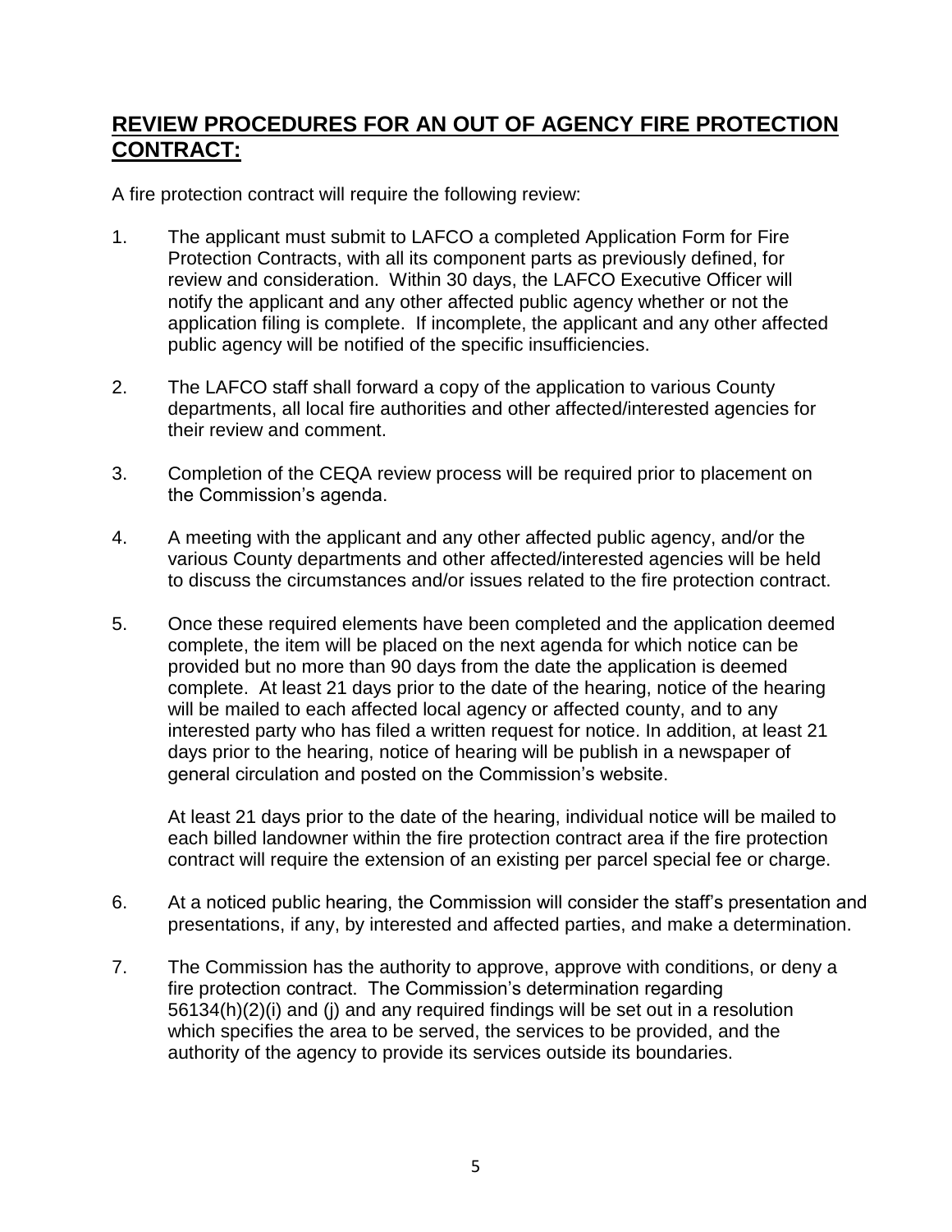## REVIEW PROCEDURES FOR AN OUT OF AGENCY FIRE PROTECTION CONTRACT:

A fire protection contract will require the following review:

1. The applicant must submit to LAFCO a completed Application Form for Fire Protection Contracts, with all its component parts as previously defined, for review and consideration. Within 30 days, the LAFCO Executive Officer will notify the applicant and any other affected public agency whether or not the application filing is complete. If incomplete, the applicant and any other affected public agency will be notified of the specific insufficiencies.

2. The LAFCO staff shall forward a copy of the application to various County departments, all local fire authorities and other affected/interested agencies for their review and comment.

3. Completion of the CEQA review process will be required prior to placement on the Commission's agenda.

4. A meeting with the applicant and any other affected public agency, and/or the various County departments and other affected/interested agencies will be held to discuss the circumstances and/or issues related to the fire protection contract.

5. Once these required elements have been completed and the application deemed complete, the item will be placed on the next agenda for which notice can be provided but no more than 90 days from the date the application is deemed complete. At least 21 days prior to the date of the hearing, notice of the hearing will be mailed to each affected local agency or affected county, and to any interested party who has filed a written request for notice. In addition, at least 21 days prior to the hearing, notice of hearing will be publish in a newspaper of general circulation and posted on the Commission's website.

   At least 21 days prior to the date of the hearing, individual notice will be mailed to each billed landowner within the fire protection contract area if the fire protection contract will require the extension of an existing per parcel special fee or charge.

6. At a noticed public hearing, the Commission will consider the staff's presentation and presentations, if any, by interested and affected parties, and make a determination.

7. The Commission has the authority to approve, approve with conditions, or deny a fire protection contract. The Commission's determination regarding 56134(h)(2)(i) and (j) and any required findings will be set out in a resolution which specifies the area to be served, the services to be provided, and the authority of the agency to provide its services outside its boundaries.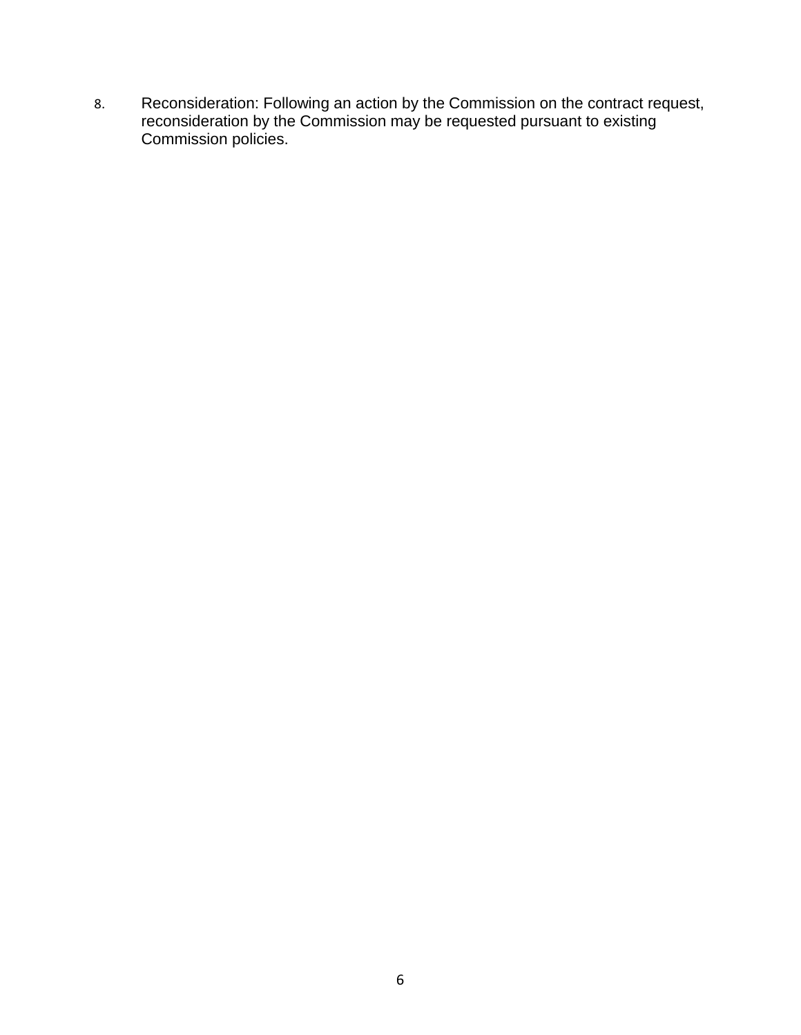8. Reconsideration: Following an action by the Commission on the contract request, reconsideration by the Commission may be requested pursuant to existing Commission policies.